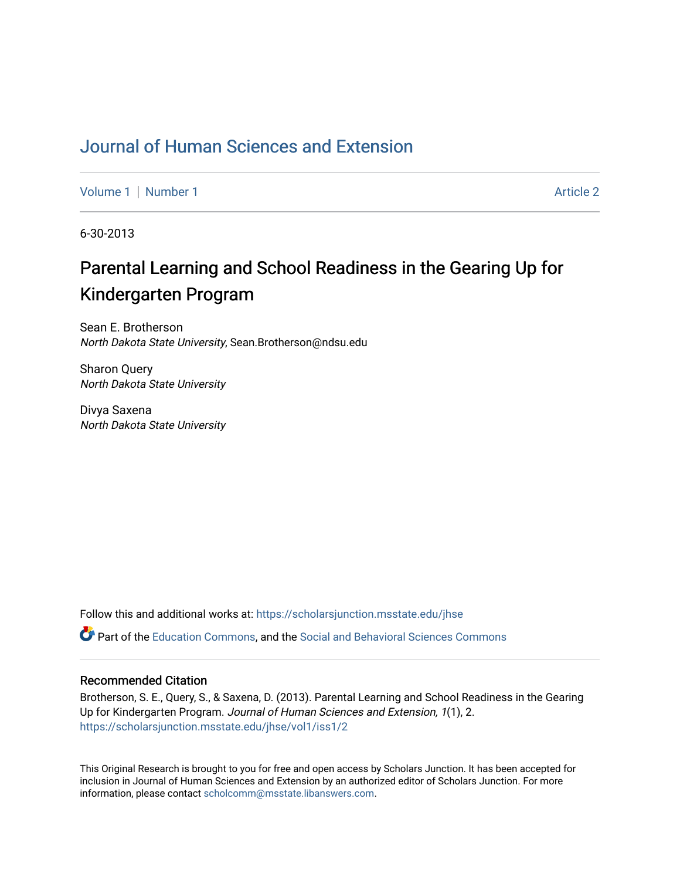# Journal of Human Sciences and Extension

Volume 1 | Number 1 Article 2

6-30-2013

## Parental Learning and School Readiness in the Gearing Up for Kindergarten Program

Sean E. Brotherson
*North Dakota State University*, Sean.Brotherson@ndsu.edu

Sharon Query
*North Dakota State University*

Divya Saxena
*North Dakota State University*

Follow this and additional works at: https://scholarsjunction.msstate.edu/jhse

Part of the Education Commons, and the Social and Behavioral Sciences Commons

### Recommended Citation

Brotherson, S. E., Query, S., & Saxena, D. (2013). Parental Learning and School Readiness in the Gearing Up for Kindergarten Program. *Journal of Human Sciences and Extension, 1*(1), 2. https://scholarsjunction.msstate.edu/jhse/vol1/iss1/2

This Original Research is brought to you for free and open access by Scholars Junction. It has been accepted for inclusion in Journal of Human Sciences and Extension by an authorized editor of Scholars Junction. For more information, please contact scholcomm@msstate.libanswers.com.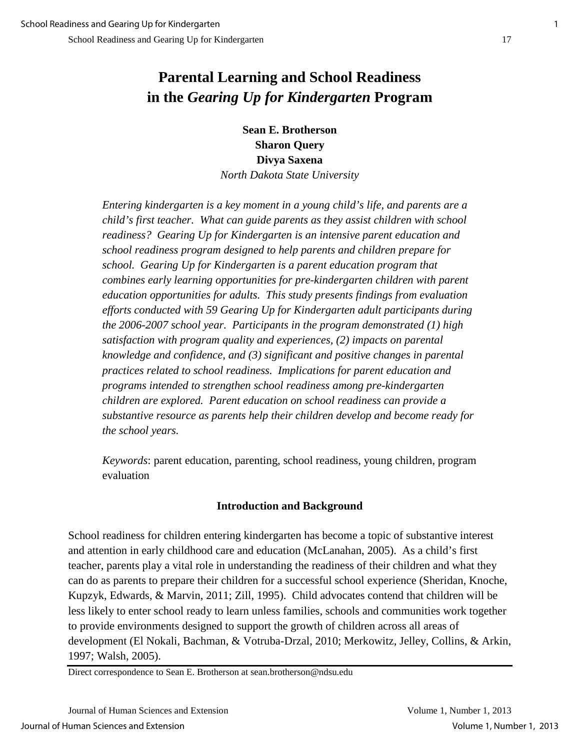# Parental Learning and School Readiness in the *Gearing Up for Kindergarten* Program

**Sean E. Brotherson**
**Sharon Query**
**Divya Saxena**
*North Dakota State University*

*Entering kindergarten is a key moment in a young child's life, and parents are a child's first teacher. What can guide parents as they assist children with school readiness? Gearing Up for Kindergarten is an intensive parent education and school readiness program designed to help parents and children prepare for school. Gearing Up for Kindergarten is a parent education program that combines early learning opportunities for pre-kindergarten children with parent education opportunities for adults. This study presents findings from evaluation efforts conducted with 59 Gearing Up for Kindergarten adult participants during the 2006-2007 school year. Participants in the program demonstrated (1) high satisfaction with program quality and experiences, (2) impacts on parental knowledge and confidence, and (3) significant and positive changes in parental practices related to school readiness. Implications for parent education and programs intended to strengthen school readiness among pre-kindergarten children are explored. Parent education on school readiness can provide a substantive resource as parents help their children develop and become ready for the school years.*

*Keywords*: parent education, parenting, school readiness, young children, program evaluation

## Introduction and Background

School readiness for children entering kindergarten has become a topic of substantive interest and attention in early childhood care and education (McLanahan, 2005). As a child's first teacher, parents play a vital role in understanding the readiness of their children and what they can do as parents to prepare their children for a successful school experience (Sheridan, Knoche, Kupzyk, Edwards, & Marvin, 2011; Zill, 1995). Child advocates contend that children will be less likely to enter school ready to learn unless families, schools and communities work together to provide environments designed to support the growth of children across all areas of development (El Nokali, Bachman, & Votruba-Drzal, 2010; Merkowitz, Jelley, Collins, & Arkin, 1997; Walsh, 2005).

Direct correspondence to Sean E. Brotherson at sean.brotherson@ndsu.edu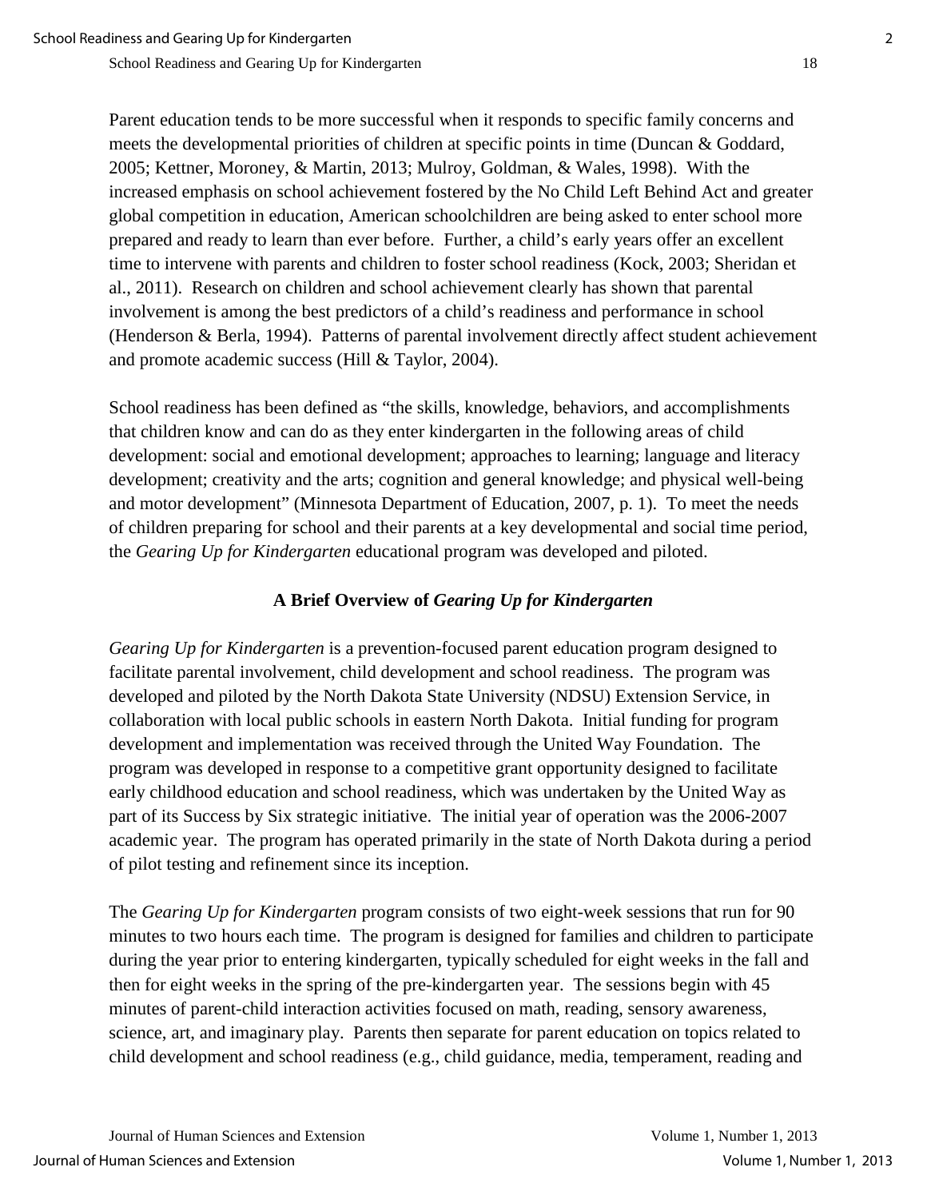Parent education tends to be more successful when it responds to specific family concerns and meets the developmental priorities of children at specific points in time (Duncan & Goddard, 2005; Kettner, Moroney, & Martin, 2013; Mulroy, Goldman, & Wales, 1998). With the increased emphasis on school achievement fostered by the No Child Left Behind Act and greater global competition in education, American schoolchildren are being asked to enter school more prepared and ready to learn than ever before. Further, a child's early years offer an excellent time to intervene with parents and children to foster school readiness (Kock, 2003; Sheridan et al., 2011). Research on children and school achievement clearly has shown that parental involvement is among the best predictors of a child's readiness and performance in school (Henderson & Berla, 1994). Patterns of parental involvement directly affect student achievement and promote academic success (Hill & Taylor, 2004).

School readiness has been defined as "the skills, knowledge, behaviors, and accomplishments that children know and can do as they enter kindergarten in the following areas of child development: social and emotional development; approaches to learning; language and literacy development; creativity and the arts; cognition and general knowledge; and physical well-being and motor development" (Minnesota Department of Education, 2007, p. 1). To meet the needs of children preparing for school and their parents at a key developmental and social time period, the *Gearing Up for Kindergarten* educational program was developed and piloted.

## A Brief Overview of *Gearing Up for Kindergarten*

*Gearing Up for Kindergarten* is a prevention-focused parent education program designed to facilitate parental involvement, child development and school readiness. The program was developed and piloted by the North Dakota State University (NDSU) Extension Service, in collaboration with local public schools in eastern North Dakota. Initial funding for program development and implementation was received through the United Way Foundation. The program was developed in response to a competitive grant opportunity designed to facilitate early childhood education and school readiness, which was undertaken by the United Way as part of its Success by Six strategic initiative. The initial year of operation was the 2006-2007 academic year. The program has operated primarily in the state of North Dakota during a period of pilot testing and refinement since its inception.

The *Gearing Up for Kindergarten* program consists of two eight-week sessions that run for 90 minutes to two hours each time. The program is designed for families and children to participate during the year prior to entering kindergarten, typically scheduled for eight weeks in the fall and then for eight weeks in the spring of the pre-kindergarten year. The sessions begin with 45 minutes of parent-child interaction activities focused on math, reading, sensory awareness, science, art, and imaginary play. Parents then separate for parent education on topics related to child development and school readiness (e.g., child guidance, media, temperament, reading and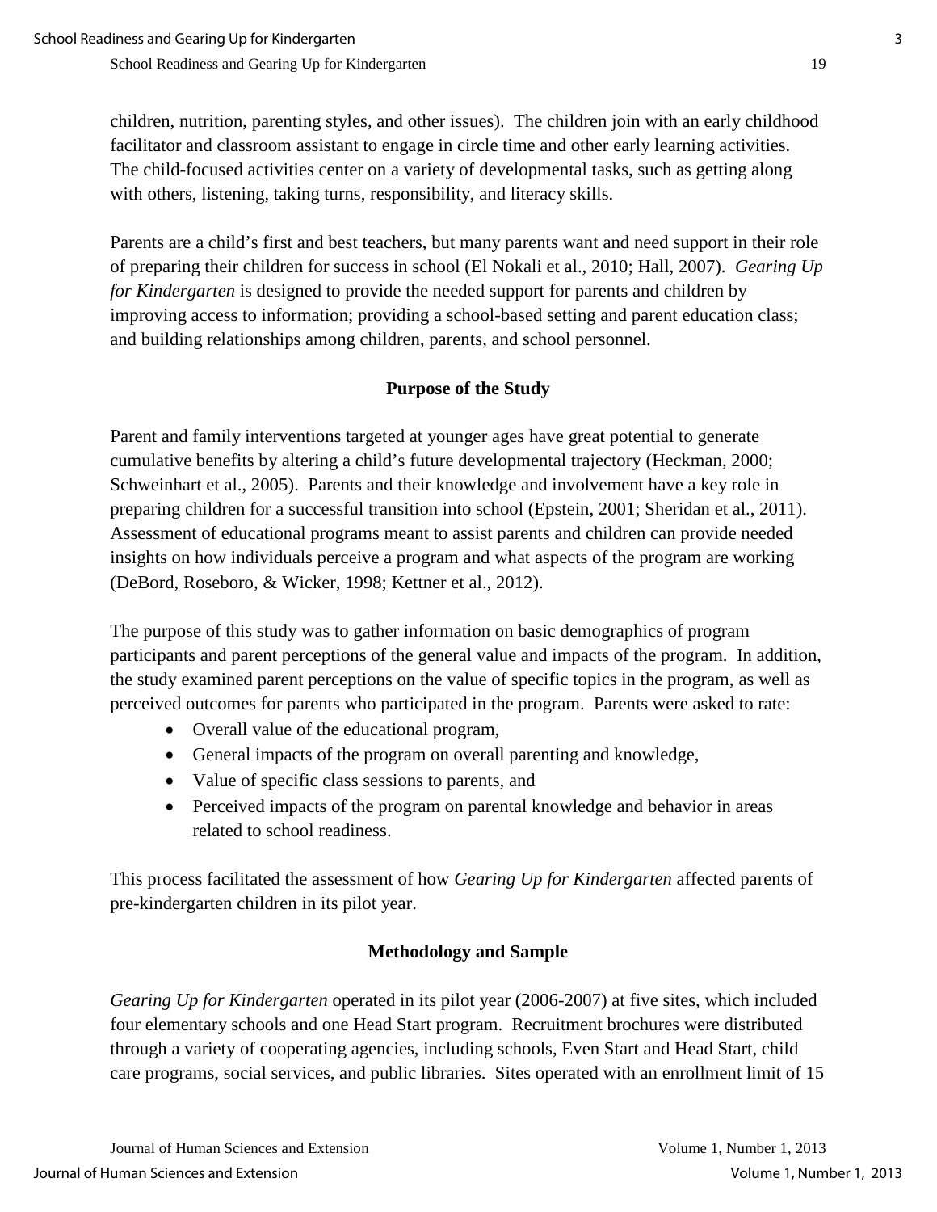children, nutrition, parenting styles, and other issues). The children join with an early childhood facilitator and classroom assistant to engage in circle time and other early learning activities. The child-focused activities center on a variety of developmental tasks, such as getting along with others, listening, taking turns, responsibility, and literacy skills.

Parents are a child's first and best teachers, but many parents want and need support in their role of preparing their children for success in school (El Nokali et al., 2010; Hall, 2007). *Gearing Up for Kindergarten* is designed to provide the needed support for parents and children by improving access to information; providing a school-based setting and parent education class; and building relationships among children, parents, and school personnel.

## Purpose of the Study

Parent and family interventions targeted at younger ages have great potential to generate cumulative benefits by altering a child's future developmental trajectory (Heckman, 2000; Schweinhart et al., 2005). Parents and their knowledge and involvement have a key role in preparing children for a successful transition into school (Epstein, 2001; Sheridan et al., 2011). Assessment of educational programs meant to assist parents and children can provide needed insights on how individuals perceive a program and what aspects of the program are working (DeBord, Roseboro, & Wicker, 1998; Kettner et al., 2012).

The purpose of this study was to gather information on basic demographics of program participants and parent perceptions of the general value and impacts of the program. In addition, the study examined parent perceptions on the value of specific topics in the program, as well as perceived outcomes for parents who participated in the program. Parents were asked to rate:

- Overall value of the educational program,
- General impacts of the program on overall parenting and knowledge,
- Value of specific class sessions to parents, and
- Perceived impacts of the program on parental knowledge and behavior in areas related to school readiness.

This process facilitated the assessment of how *Gearing Up for Kindergarten* affected parents of pre-kindergarten children in its pilot year.

## Methodology and Sample

*Gearing Up for Kindergarten* operated in its pilot year (2006-2007) at five sites, which included four elementary schools and one Head Start program. Recruitment brochures were distributed through a variety of cooperating agencies, including schools, Even Start and Head Start, child care programs, social services, and public libraries. Sites operated with an enrollment limit of 15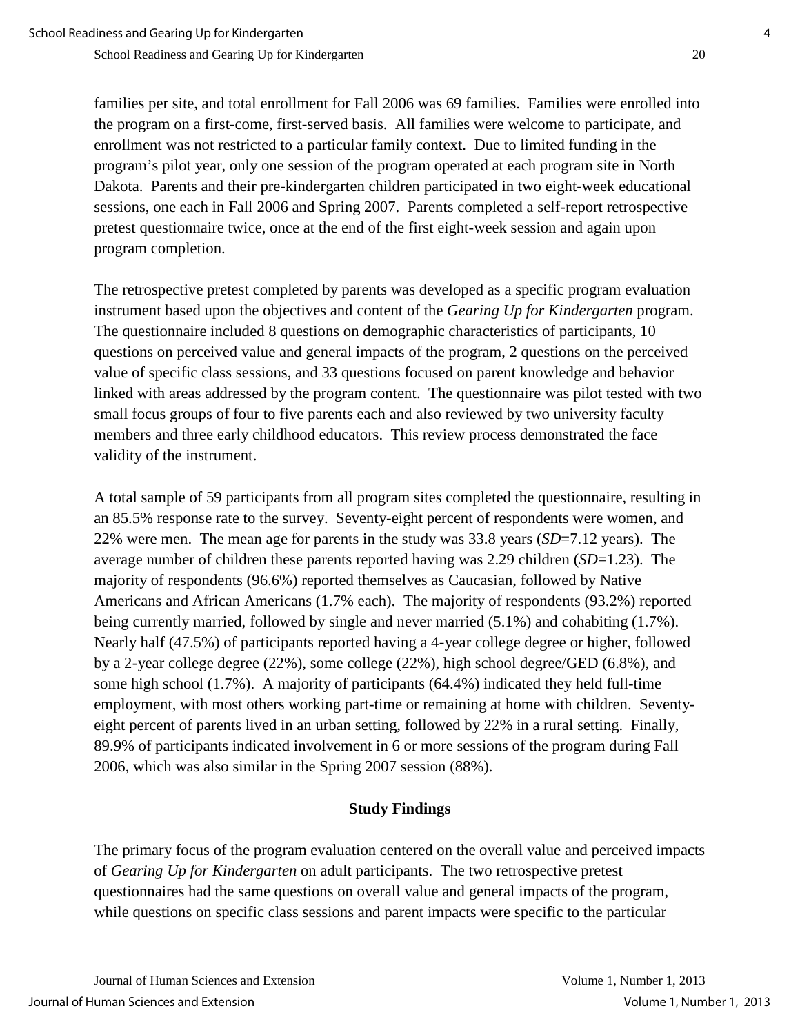families per site, and total enrollment for Fall 2006 was 69 families. Families were enrolled into the program on a first-come, first-served basis. All families were welcome to participate, and enrollment was not restricted to a particular family context. Due to limited funding in the program's pilot year, only one session of the program operated at each program site in North Dakota. Parents and their pre-kindergarten children participated in two eight-week educational sessions, one each in Fall 2006 and Spring 2007. Parents completed a self-report retrospective pretest questionnaire twice, once at the end of the first eight-week session and again upon program completion.

The retrospective pretest completed by parents was developed as a specific program evaluation instrument based upon the objectives and content of the *Gearing Up for Kindergarten* program. The questionnaire included 8 questions on demographic characteristics of participants, 10 questions on perceived value and general impacts of the program, 2 questions on the perceived value of specific class sessions, and 33 questions focused on parent knowledge and behavior linked with areas addressed by the program content. The questionnaire was pilot tested with two small focus groups of four to five parents each and also reviewed by two university faculty members and three early childhood educators. This review process demonstrated the face validity of the instrument.

A total sample of 59 participants from all program sites completed the questionnaire, resulting in an 85.5% response rate to the survey. Seventy-eight percent of respondents were women, and 22% were men. The mean age for parents in the study was 33.8 years (*SD*=7.12 years). The average number of children these parents reported having was 2.29 children (*SD*=1.23). The majority of respondents (96.6%) reported themselves as Caucasian, followed by Native Americans and African Americans (1.7% each). The majority of respondents (93.2%) reported being currently married, followed by single and never married (5.1%) and cohabiting (1.7%). Nearly half (47.5%) of participants reported having a 4-year college degree or higher, followed by a 2-year college degree (22%), some college (22%), high school degree/GED (6.8%), and some high school (1.7%). A majority of participants (64.4%) indicated they held full-time employment, with most others working part-time or remaining at home with children. Seventy-eight percent of parents lived in an urban setting, followed by 22% in a rural setting. Finally, 89.9% of participants indicated involvement in 6 or more sessions of the program during Fall 2006, which was also similar in the Spring 2007 session (88%).

## Study Findings

The primary focus of the program evaluation centered on the overall value and perceived impacts of *Gearing Up for Kindergarten* on adult participants. The two retrospective pretest questionnaires had the same questions on overall value and general impacts of the program, while questions on specific class sessions and parent impacts were specific to the particular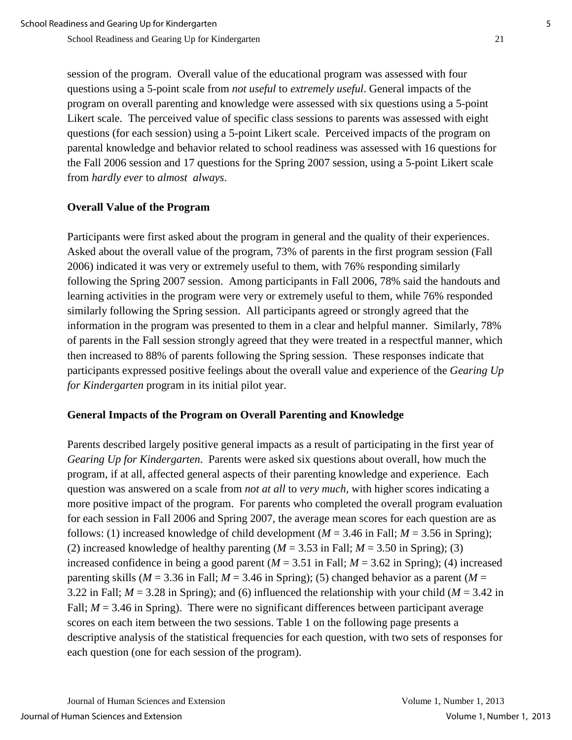session of the program. Overall value of the educational program was assessed with four questions using a 5-point scale from *not useful* to *extremely useful*. General impacts of the program on overall parenting and knowledge were assessed with six questions using a 5-point Likert scale. The perceived value of specific class sessions to parents was assessed with eight questions (for each session) using a 5-point Likert scale. Perceived impacts of the program on parental knowledge and behavior related to school readiness was assessed with 16 questions for the Fall 2006 session and 17 questions for the Spring 2007 session, using a 5-point Likert scale from *hardly ever* to *almost always*.

### Overall Value of the Program

Participants were first asked about the program in general and the quality of their experiences. Asked about the overall value of the program, 73% of parents in the first program session (Fall 2006) indicated it was very or extremely useful to them, with 76% responding similarly following the Spring 2007 session. Among participants in Fall 2006, 78% said the handouts and learning activities in the program were very or extremely useful to them, while 76% responded similarly following the Spring session. All participants agreed or strongly agreed that the information in the program was presented to them in a clear and helpful manner. Similarly, 78% of parents in the Fall session strongly agreed that they were treated in a respectful manner, which then increased to 88% of parents following the Spring session. These responses indicate that participants expressed positive feelings about the overall value and experience of the *Gearing Up for Kindergarten* program in its initial pilot year.

### General Impacts of the Program on Overall Parenting and Knowledge

Parents described largely positive general impacts as a result of participating in the first year of *Gearing Up for Kindergarten*. Parents were asked six questions about overall, how much the program, if at all, affected general aspects of their parenting knowledge and experience. Each question was answered on a scale from *not at all* to *very much*, with higher scores indicating a more positive impact of the program. For parents who completed the overall program evaluation for each session in Fall 2006 and Spring 2007, the average mean scores for each question are as follows: (1) increased knowledge of child development ($M = 3.46$ in Fall; $M = 3.56$ in Spring); (2) increased knowledge of healthy parenting ($M = 3.53$ in Fall; $M = 3.50$ in Spring); (3) increased confidence in being a good parent ($M = 3.51$ in Fall; $M = 3.62$ in Spring); (4) increased parenting skills ($M = 3.36$ in Fall; $M = 3.46$ in Spring); (5) changed behavior as a parent ($M = 3.22$ in Fall; $M = 3.28$ in Spring); and (6) influenced the relationship with your child ($M = 3.42$ in Fall; $M = 3.46$ in Spring). There were no significant differences between participant average scores on each item between the two sessions. Table 1 on the following page presents a descriptive analysis of the statistical frequencies for each question, with two sets of responses for each question (one for each session of the program).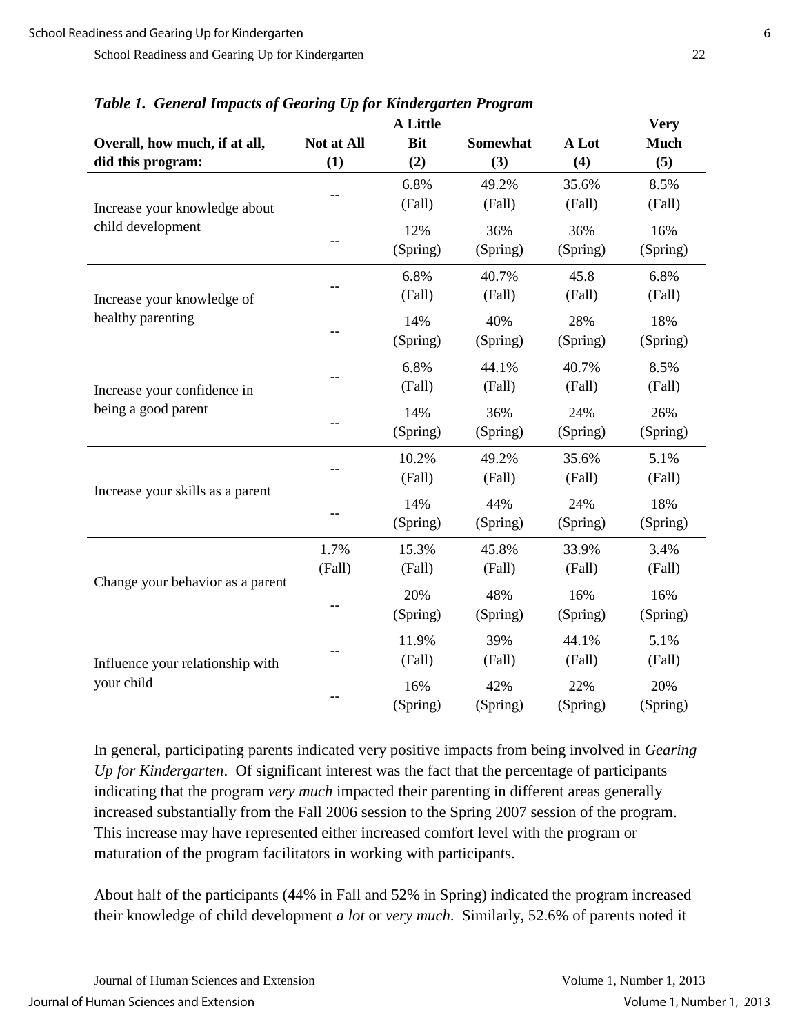*Table 1. General Impacts of Gearing Up for Kindergarten Program*

| Overall, how much, if at all, did this program: | Not at All (1) | A Little Bit (2) | Somewhat (3) | A Lot (4) | Very Much (5) |
|---|---|---|---|---|---|
| Increase your knowledge about child development | -- | 6.8% (Fall) | 49.2% (Fall) | 35.6% (Fall) | 8.5% (Fall) |
| | -- | 12% (Spring) | 36% (Spring) | 36% (Spring) | 16% (Spring) |
| Increase your knowledge of healthy parenting | -- | 6.8% (Fall) | 40.7% (Fall) | 45.8 (Fall) | 6.8% (Fall) |
| | -- | 14% (Spring) | 40% (Spring) | 28% (Spring) | 18% (Spring) |
| Increase your confidence in being a good parent | -- | 6.8% (Fall) | 44.1% (Fall) | 40.7% (Fall) | 8.5% (Fall) |
| | -- | 14% (Spring) | 36% (Spring) | 24% (Spring) | 26% (Spring) |
| Increase your skills as a parent | -- | 10.2% (Fall) | 49.2% (Fall) | 35.6% (Fall) | 5.1% (Fall) |
| | -- | 14% (Spring) | 44% (Spring) | 24% (Spring) | 18% (Spring) |
| Change your behavior as a parent | 1.7% (Fall) | 15.3% (Fall) | 45.8% (Fall) | 33.9% (Fall) | 3.4% (Fall) |
| | -- | 20% (Spring) | 48% (Spring) | 16% (Spring) | 16% (Spring) |
| Influence your relationship with your child | -- | 11.9% (Fall) | 39% (Fall) | 44.1% (Fall) | 5.1% (Fall) |
| | -- | 16% (Spring) | 42% (Spring) | 22% (Spring) | 20% (Spring) |

In general, participating parents indicated very positive impacts from being involved in *Gearing Up for Kindergarten*. Of significant interest was the fact that the percentage of participants indicating that the program *very much* impacted their parenting in different areas generally increased substantially from the Fall 2006 session to the Spring 2007 session of the program. This increase may have represented either increased comfort level with the program or maturation of the program facilitators in working with participants.

About half of the participants (44% in Fall and 52% in Spring) indicated the program increased their knowledge of child development *a lot* or *very much*. Similarly, 52.6% of parents noted it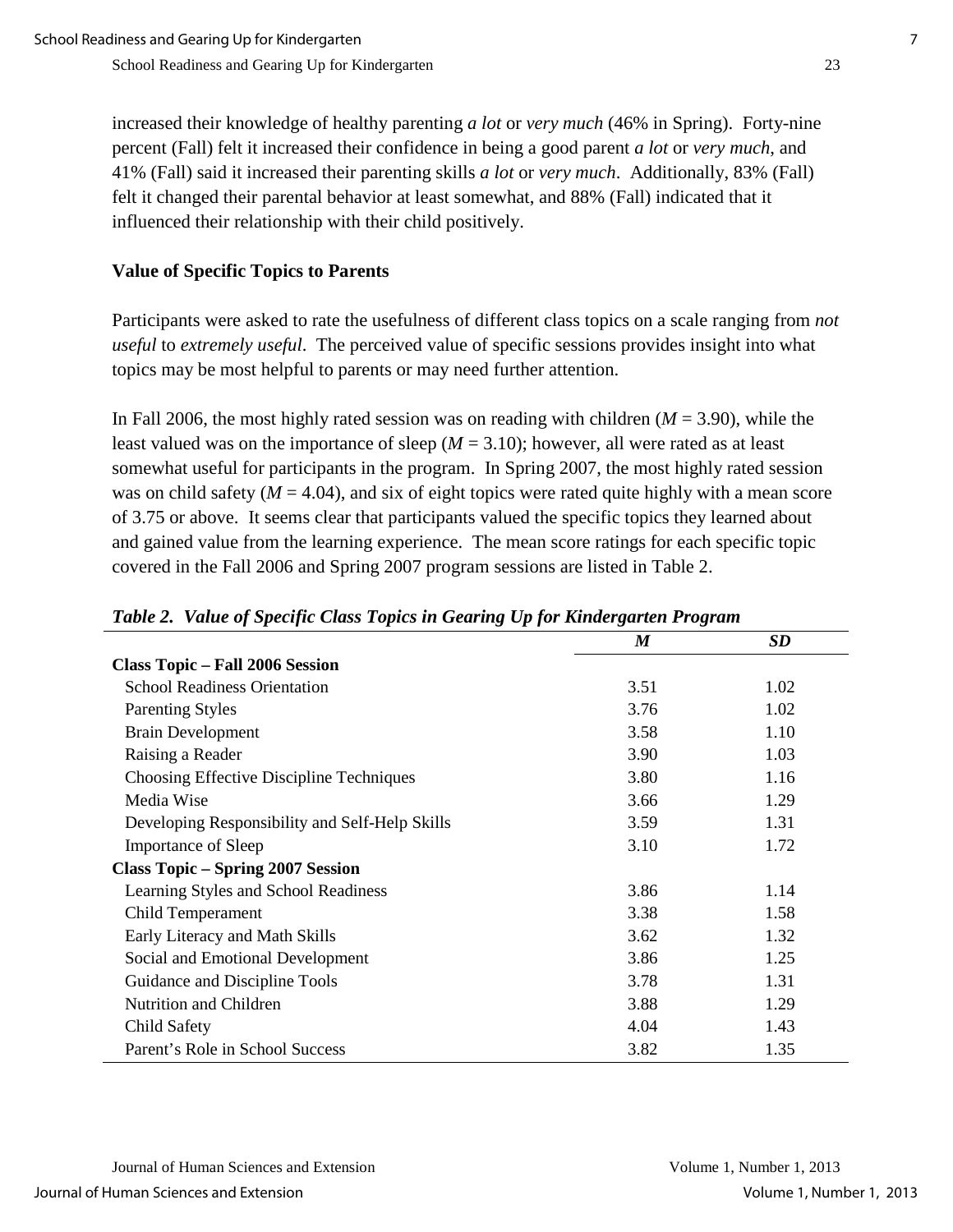increased their knowledge of healthy parenting *a lot* or *very much* (46% in Spring). Forty-nine percent (Fall) felt it increased their confidence in being a good parent *a lot* or *very much*, and 41% (Fall) said it increased their parenting skills *a lot* or *very much*. Additionally, 83% (Fall) felt it changed their parental behavior at least somewhat, and 88% (Fall) indicated that it influenced their relationship with their child positively.

### Value of Specific Topics to Parents

Participants were asked to rate the usefulness of different class topics on a scale ranging from *not useful* to *extremely useful*. The perceived value of specific sessions provides insight into what topics may be most helpful to parents or may need further attention.

In Fall 2006, the most highly rated session was on reading with children ($M$ = 3.90), while the least valued was on the importance of sleep ($M$ = 3.10); however, all were rated as at least somewhat useful for participants in the program. In Spring 2007, the most highly rated session was on child safety ($M$ = 4.04), and six of eight topics were rated quite highly with a mean score of 3.75 or above. It seems clear that participants valued the specific topics they learned about and gained value from the learning experience. The mean score ratings for each specific topic covered in the Fall 2006 and Spring 2007 program sessions are listed in Table 2.

***Table 2. Value of Specific Class Topics in Gearing Up for Kindergarten Program***

| | *M* | *SD* |
|---|---|---|
| **Class Topic – Fall 2006 Session** | | |
| School Readiness Orientation | 3.51 | 1.02 |
| Parenting Styles | 3.76 | 1.02 |
| Brain Development | 3.58 | 1.10 |
| Raising a Reader | 3.90 | 1.03 |
| Choosing Effective Discipline Techniques | 3.80 | 1.16 |
| Media Wise | 3.66 | 1.29 |
| Developing Responsibility and Self-Help Skills | 3.59 | 1.31 |
| Importance of Sleep | 3.10 | 1.72 |
| **Class Topic – Spring 2007 Session** | | |
| Learning Styles and School Readiness | 3.86 | 1.14 |
| Child Temperament | 3.38 | 1.58 |
| Early Literacy and Math Skills | 3.62 | 1.32 |
| Social and Emotional Development | 3.86 | 1.25 |
| Guidance and Discipline Tools | 3.78 | 1.31 |
| Nutrition and Children | 3.88 | 1.29 |
| Child Safety | 4.04 | 1.43 |
| Parent's Role in School Success | 3.82 | 1.35 |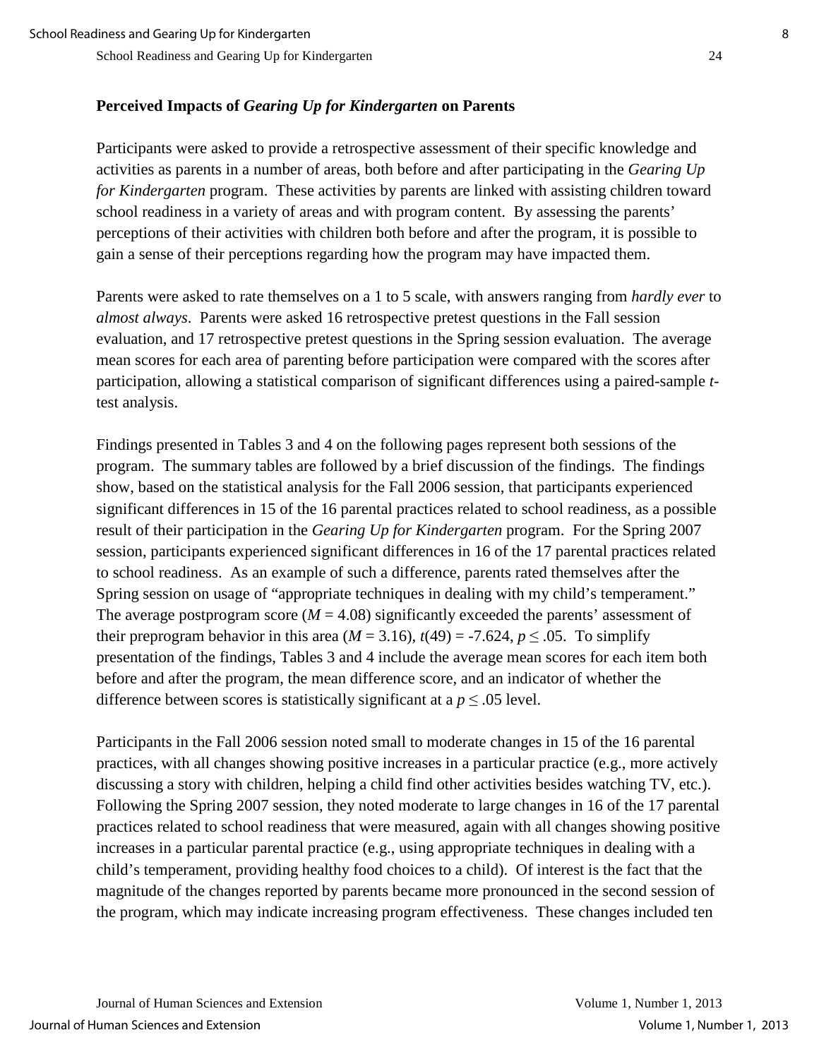### Perceived Impacts of *Gearing Up for Kindergarten* on Parents

Participants were asked to provide a retrospective assessment of their specific knowledge and activities as parents in a number of areas, both before and after participating in the *Gearing Up for Kindergarten* program. These activities by parents are linked with assisting children toward school readiness in a variety of areas and with program content. By assessing the parents' perceptions of their activities with children both before and after the program, it is possible to gain a sense of their perceptions regarding how the program may have impacted them.

Parents were asked to rate themselves on a 1 to 5 scale, with answers ranging from *hardly ever* to *almost always*. Parents were asked 16 retrospective pretest questions in the Fall session evaluation, and 17 retrospective pretest questions in the Spring session evaluation. The average mean scores for each area of parenting before participation were compared with the scores after participation, allowing a statistical comparison of significant differences using a paired-sample *t*-test analysis.

Findings presented in Tables 3 and 4 on the following pages represent both sessions of the program. The summary tables are followed by a brief discussion of the findings. The findings show, based on the statistical analysis for the Fall 2006 session, that participants experienced significant differences in 15 of the 16 parental practices related to school readiness, as a possible result of their participation in the *Gearing Up for Kindergarten* program. For the Spring 2007 session, participants experienced significant differences in 16 of the 17 parental practices related to school readiness. As an example of such a difference, parents rated themselves after the Spring session on usage of "appropriate techniques in dealing with my child's temperament." The average postprogram score ($M = 4.08$) significantly exceeded the parents' assessment of their preprogram behavior in this area ($M = 3.16$), $t(49) = -7.624$, $p \leq .05$. To simplify presentation of the findings, Tables 3 and 4 include the average mean scores for each item both before and after the program, the mean difference score, and an indicator of whether the difference between scores is statistically significant at a $p \leq .05$ level.

Participants in the Fall 2006 session noted small to moderate changes in 15 of the 16 parental practices, with all changes showing positive increases in a particular practice (e.g., more actively discussing a story with children, helping a child find other activities besides watching TV, etc.). Following the Spring 2007 session, they noted moderate to large changes in 16 of the 17 parental practices related to school readiness that were measured, again with all changes showing positive increases in a particular parental practice (e.g., using appropriate techniques in dealing with a child's temperament, providing healthy food choices to a child). Of interest is the fact that the magnitude of the changes reported by parents became more pronounced in the second session of the program, which may indicate increasing program effectiveness. These changes included ten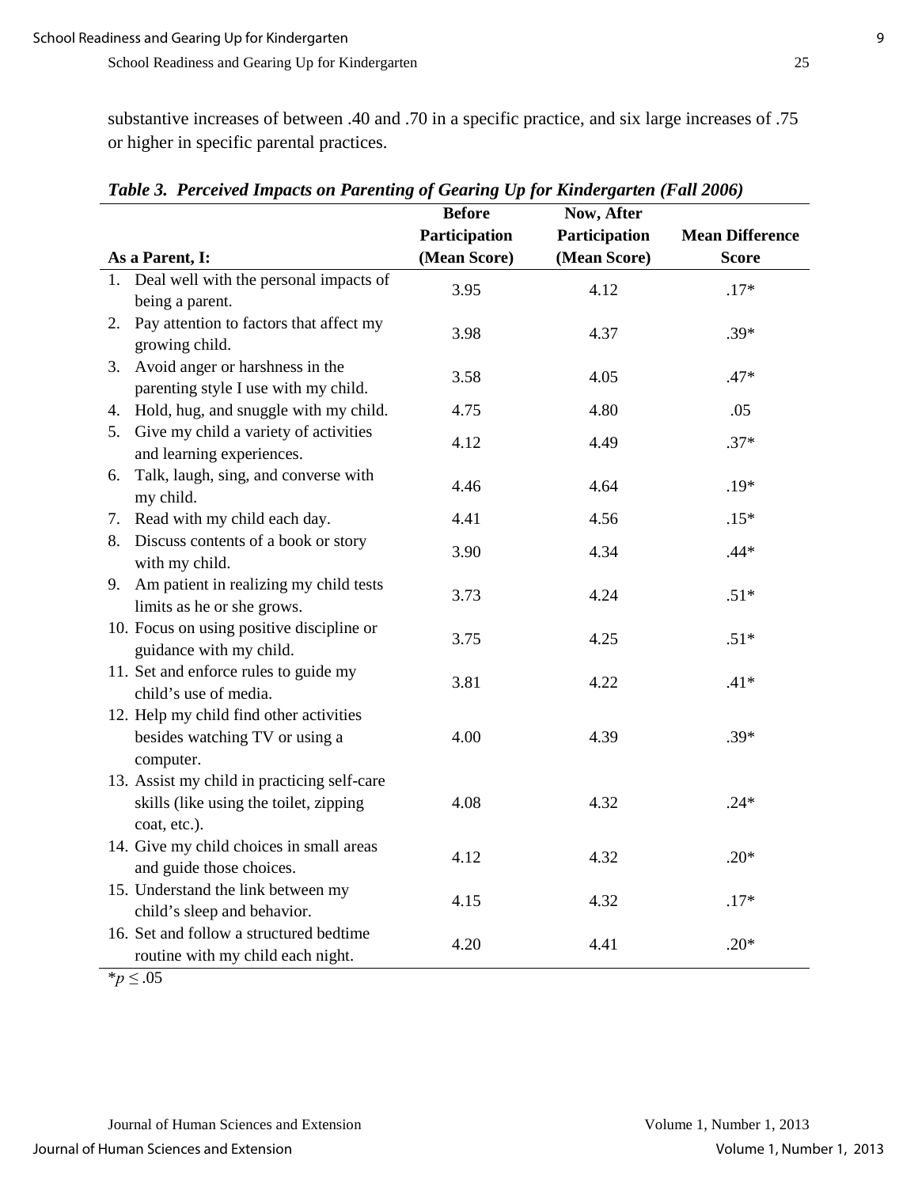substantive increases of between .40 and .70 in a specific practice, and six large increases of .75 or higher in specific parental practices.

***Table 3. Perceived Impacts on Parenting of Gearing Up for Kindergarten (Fall 2006)***

| As a Parent, I: | Before Participation (Mean Score) | Now, After Participation (Mean Score) | Mean Difference Score |
|---|---|---|---|
| 1. Deal well with the personal impacts of being a parent. | 3.95 | 4.12 | .17* |
| 2. Pay attention to factors that affect my growing child. | 3.98 | 4.37 | .39* |
| 3. Avoid anger or harshness in the parenting style I use with my child. | 3.58 | 4.05 | .47* |
| 4. Hold, hug, and snuggle with my child. | 4.75 | 4.80 | .05 |
| 5. Give my child a variety of activities and learning experiences. | 4.12 | 4.49 | .37* |
| 6. Talk, laugh, sing, and converse with my child. | 4.46 | 4.64 | .19* |
| 7. Read with my child each day. | 4.41 | 4.56 | .15* |
| 8. Discuss contents of a book or story with my child. | 3.90 | 4.34 | .44* |
| 9. Am patient in realizing my child tests limits as he or she grows. | 3.73 | 4.24 | .51* |
| 10. Focus on using positive discipline or guidance with my child. | 3.75 | 4.25 | .51* |
| 11. Set and enforce rules to guide my child's use of media. | 3.81 | 4.22 | .41* |
| 12. Help my child find other activities besides watching TV or using a computer. | 4.00 | 4.39 | .39* |
| 13. Assist my child in practicing self-care skills (like using the toilet, zipping coat, etc.). | 4.08 | 4.32 | .24* |
| 14. Give my child choices in small areas and guide those choices. | 4.12 | 4.32 | .20* |
| 15. Understand the link between my child's sleep and behavior. | 4.15 | 4.32 | .17* |
| 16. Set and follow a structured bedtime routine with my child each night. | 4.20 | 4.41 | .20* |

$^*p \leq .05$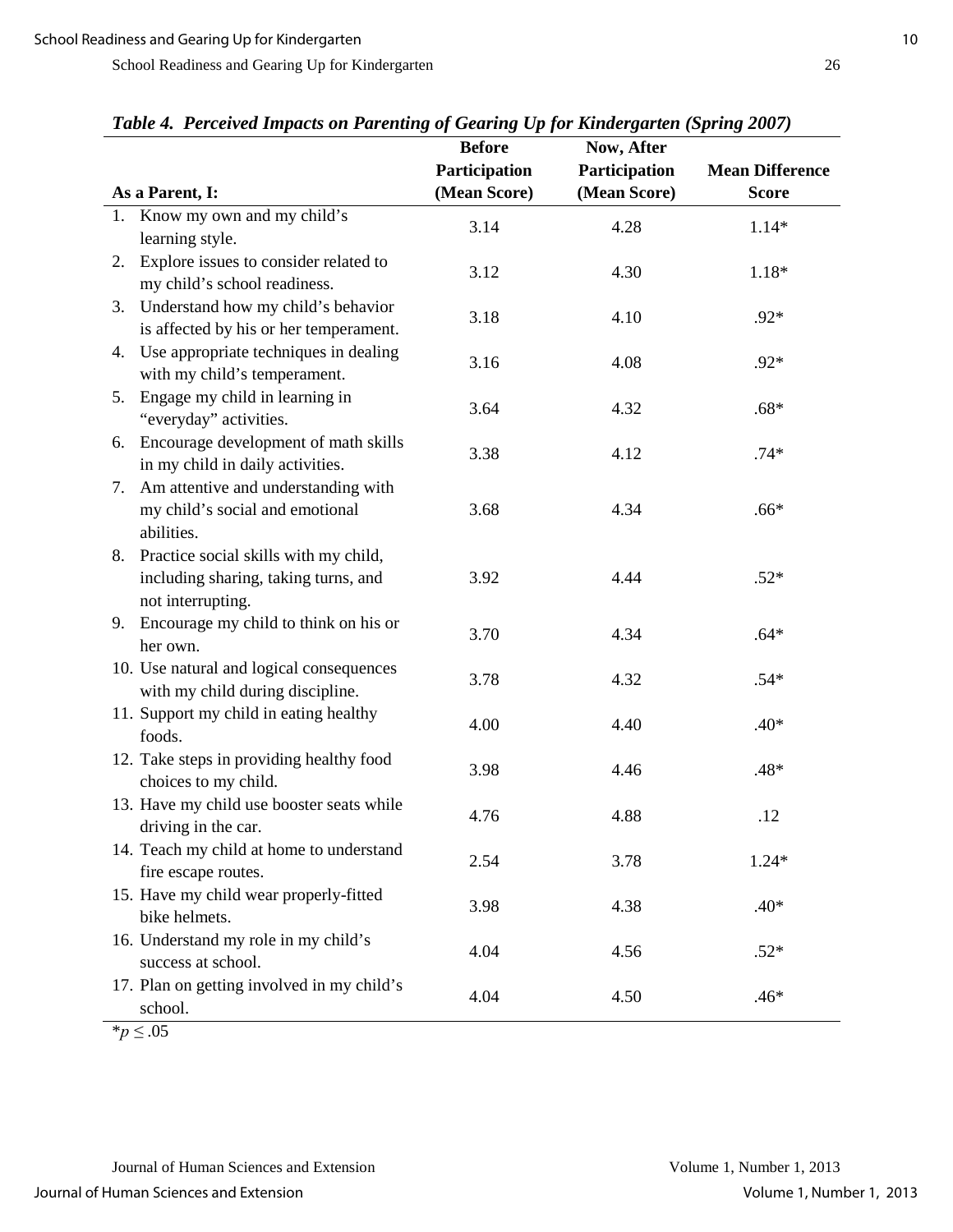***Table 4. Perceived Impacts on Parenting of Gearing Up for Kindergarten (Spring 2007)***

| As a Parent, I: | Before Participation (Mean Score) | Now, After Participation (Mean Score) | Mean Difference Score |
|---|---|---|---|
| 1. Know my own and my child's learning style. | 3.14 | 4.28 | 1.14* |
| 2. Explore issues to consider related to my child's school readiness. | 3.12 | 4.30 | 1.18* |
| 3. Understand how my child's behavior is affected by his or her temperament. | 3.18 | 4.10 | .92* |
| 4. Use appropriate techniques in dealing with my child's temperament. | 3.16 | 4.08 | .92* |
| 5. Engage my child in learning in "everyday" activities. | 3.64 | 4.32 | .68* |
| 6. Encourage development of math skills in my child in daily activities. | 3.38 | 4.12 | .74* |
| 7. Am attentive and understanding with my child's social and emotional abilities. | 3.68 | 4.34 | .66* |
| 8. Practice social skills with my child, including sharing, taking turns, and not interrupting. | 3.92 | 4.44 | .52* |
| 9. Encourage my child to think on his or her own. | 3.70 | 4.34 | .64* |
| 10. Use natural and logical consequences with my child during discipline. | 3.78 | 4.32 | .54* |
| 11. Support my child in eating healthy foods. | 4.00 | 4.40 | .40* |
| 12. Take steps in providing healthy food choices to my child. | 3.98 | 4.46 | .48* |
| 13. Have my child use booster seats while driving in the car. | 4.76 | 4.88 | .12 |
| 14. Teach my child at home to understand fire escape routes. | 2.54 | 3.78 | 1.24* |
| 15. Have my child wear properly-fitted bike helmets. | 3.98 | 4.38 | .40* |
| 16. Understand my role in my child's success at school. | 4.04 | 4.56 | .52* |
| 17. Plan on getting involved in my child's school. | 4.04 | 4.50 | .46* |

$*p \leq .05$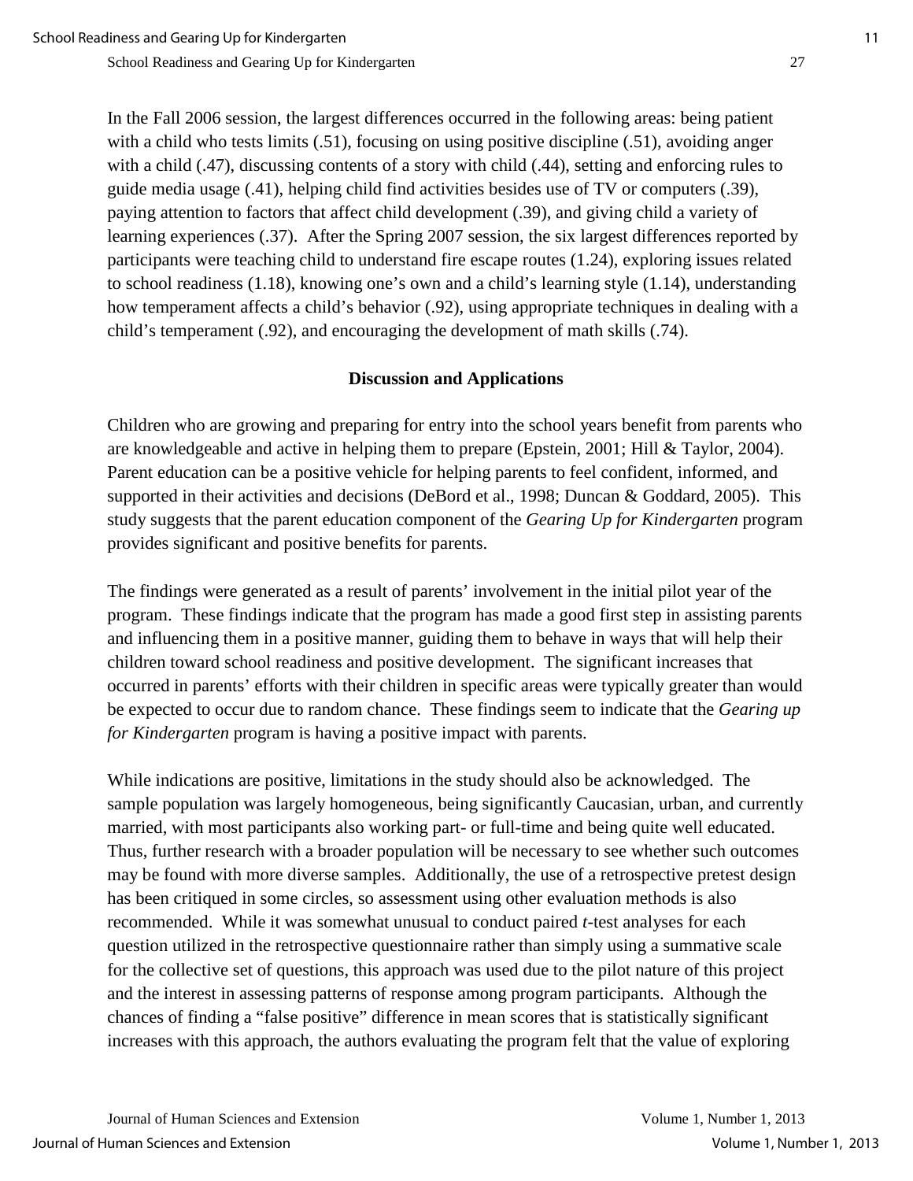In the Fall 2006 session, the largest differences occurred in the following areas: being patient with a child who tests limits (.51), focusing on using positive discipline (.51), avoiding anger with a child (.47), discussing contents of a story with child (.44), setting and enforcing rules to guide media usage (.41), helping child find activities besides use of TV or computers (.39), paying attention to factors that affect child development (.39), and giving child a variety of learning experiences (.37). After the Spring 2007 session, the six largest differences reported by participants were teaching child to understand fire escape routes (1.24), exploring issues related to school readiness (1.18), knowing one's own and a child's learning style (1.14), understanding how temperament affects a child's behavior (.92), using appropriate techniques in dealing with a child's temperament (.92), and encouraging the development of math skills (.74).

## Discussion and Applications

Children who are growing and preparing for entry into the school years benefit from parents who are knowledgeable and active in helping them to prepare (Epstein, 2001; Hill & Taylor, 2004). Parent education can be a positive vehicle for helping parents to feel confident, informed, and supported in their activities and decisions (DeBord et al., 1998; Duncan & Goddard, 2005). This study suggests that the parent education component of the *Gearing Up for Kindergarten* program provides significant and positive benefits for parents.

The findings were generated as a result of parents' involvement in the initial pilot year of the program. These findings indicate that the program has made a good first step in assisting parents and influencing them in a positive manner, guiding them to behave in ways that will help their children toward school readiness and positive development. The significant increases that occurred in parents' efforts with their children in specific areas were typically greater than would be expected to occur due to random chance. These findings seem to indicate that the *Gearing up for Kindergarten* program is having a positive impact with parents.

While indications are positive, limitations in the study should also be acknowledged. The sample population was largely homogeneous, being significantly Caucasian, urban, and currently married, with most participants also working part- or full-time and being quite well educated. Thus, further research with a broader population will be necessary to see whether such outcomes may be found with more diverse samples. Additionally, the use of a retrospective pretest design has been critiqued in some circles, so assessment using other evaluation methods is also recommended. While it was somewhat unusual to conduct paired *t*-test analyses for each question utilized in the retrospective questionnaire rather than simply using a summative scale for the collective set of questions, this approach was used due to the pilot nature of this project and the interest in assessing patterns of response among program participants. Although the chances of finding a "false positive" difference in mean scores that is statistically significant increases with this approach, the authors evaluating the program felt that the value of exploring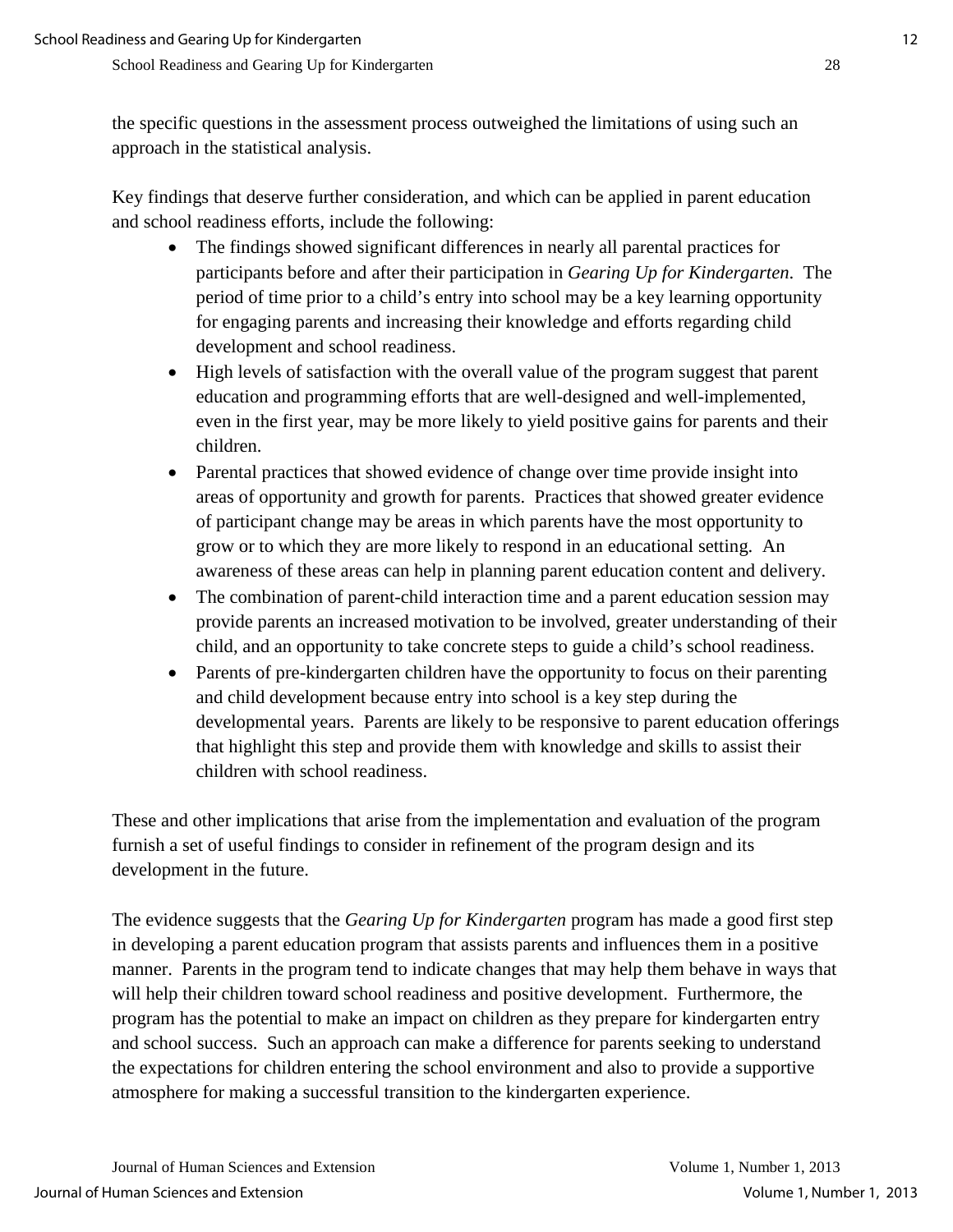the specific questions in the assessment process outweighed the limitations of using such an approach in the statistical analysis.

Key findings that deserve further consideration, and which can be applied in parent education and school readiness efforts, include the following:

- The findings showed significant differences in nearly all parental practices for participants before and after their participation in *Gearing Up for Kindergarten*. The period of time prior to a child's entry into school may be a key learning opportunity for engaging parents and increasing their knowledge and efforts regarding child development and school readiness.
- High levels of satisfaction with the overall value of the program suggest that parent education and programming efforts that are well-designed and well-implemented, even in the first year, may be more likely to yield positive gains for parents and their children.
- Parental practices that showed evidence of change over time provide insight into areas of opportunity and growth for parents. Practices that showed greater evidence of participant change may be areas in which parents have the most opportunity to grow or to which they are more likely to respond in an educational setting. An awareness of these areas can help in planning parent education content and delivery.
- The combination of parent-child interaction time and a parent education session may provide parents an increased motivation to be involved, greater understanding of their child, and an opportunity to take concrete steps to guide a child's school readiness.
- Parents of pre-kindergarten children have the opportunity to focus on their parenting and child development because entry into school is a key step during the developmental years. Parents are likely to be responsive to parent education offerings that highlight this step and provide them with knowledge and skills to assist their children with school readiness.

These and other implications that arise from the implementation and evaluation of the program furnish a set of useful findings to consider in refinement of the program design and its development in the future.

The evidence suggests that the *Gearing Up for Kindergarten* program has made a good first step in developing a parent education program that assists parents and influences them in a positive manner. Parents in the program tend to indicate changes that may help them behave in ways that will help their children toward school readiness and positive development. Furthermore, the program has the potential to make an impact on children as they prepare for kindergarten entry and school success. Such an approach can make a difference for parents seeking to understand the expectations for children entering the school environment and also to provide a supportive atmosphere for making a successful transition to the kindergarten experience.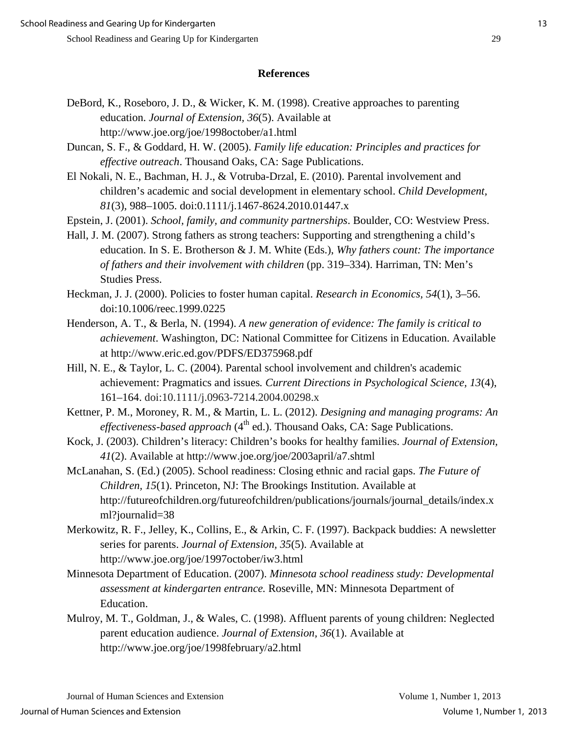## References

DeBord, K., Roseboro, J. D., & Wicker, K. M. (1998). Creative approaches to parenting education. *Journal of Extension, 36*(5). Available at http://www.joe.org/joe/1998october/a1.html

Duncan, S. F., & Goddard, H. W. (2005). *Family life education: Principles and practices for effective outreach*. Thousand Oaks, CA: Sage Publications.

El Nokali, N. E., Bachman, H. J., & Votruba-Drzal, E. (2010). Parental involvement and children's academic and social development in elementary school. *Child Development, 81*(3), 988–1005. doi:0.1111/j.1467-8624.2010.01447.x

Epstein, J. (2001). *School, family, and community partnerships*. Boulder, CO: Westview Press.

Hall, J. M. (2007). Strong fathers as strong teachers: Supporting and strengthening a child's education. In S. E. Brotherson & J. M. White (Eds.), *Why fathers count: The importance of fathers and their involvement with children* (pp. 319–334). Harriman, TN: Men's Studies Press.

Heckman, J. J. (2000). Policies to foster human capital. *Research in Economics, 54*(1), 3–56. doi:10.1006/reec.1999.0225

Henderson, A. T., & Berla, N. (1994). *A new generation of evidence: The family is critical to achievement*. Washington, DC: National Committee for Citizens in Education. Available at http://www.eric.ed.gov/PDFS/ED375968.pdf

Hill, N. E., & Taylor, L. C. (2004). Parental school involvement and children's academic achievement: Pragmatics and issues*. Current Directions in Psychological Science, 13*(4), 161–164. doi:10.1111/j.0963-7214.2004.00298.x

Kettner, P. M., Moroney, R. M., & Martin, L. L. (2012). *Designing and managing programs: An effectiveness-based approach* (4th ed.). Thousand Oaks, CA: Sage Publications.

Kock, J. (2003). Children's literacy: Children's books for healthy families. *Journal of Extension, 41*(2). Available at http://www.joe.org/joe/2003april/a7.shtml

McLanahan, S. (Ed.) (2005). School readiness: Closing ethnic and racial gaps. *The Future of Children, 15*(1). Princeton, NJ: The Brookings Institution. Available at http://futureofchildren.org/futureofchildren/publications/journals/journal_details/index.xml?journalid=38

Merkowitz, R. F., Jelley, K., Collins, E., & Arkin, C. F. (1997). Backpack buddies: A newsletter series for parents. *Journal of Extension, 35*(5). Available at http://www.joe.org/joe/1997october/iw3.html

Minnesota Department of Education. (2007). *Minnesota school readiness study: Developmental assessment at kindergarten entrance.* Roseville, MN: Minnesota Department of Education.

Mulroy, M. T., Goldman, J., & Wales, C. (1998). Affluent parents of young children: Neglected parent education audience. *Journal of Extension, 36*(1). Available at http://www.joe.org/joe/1998february/a2.html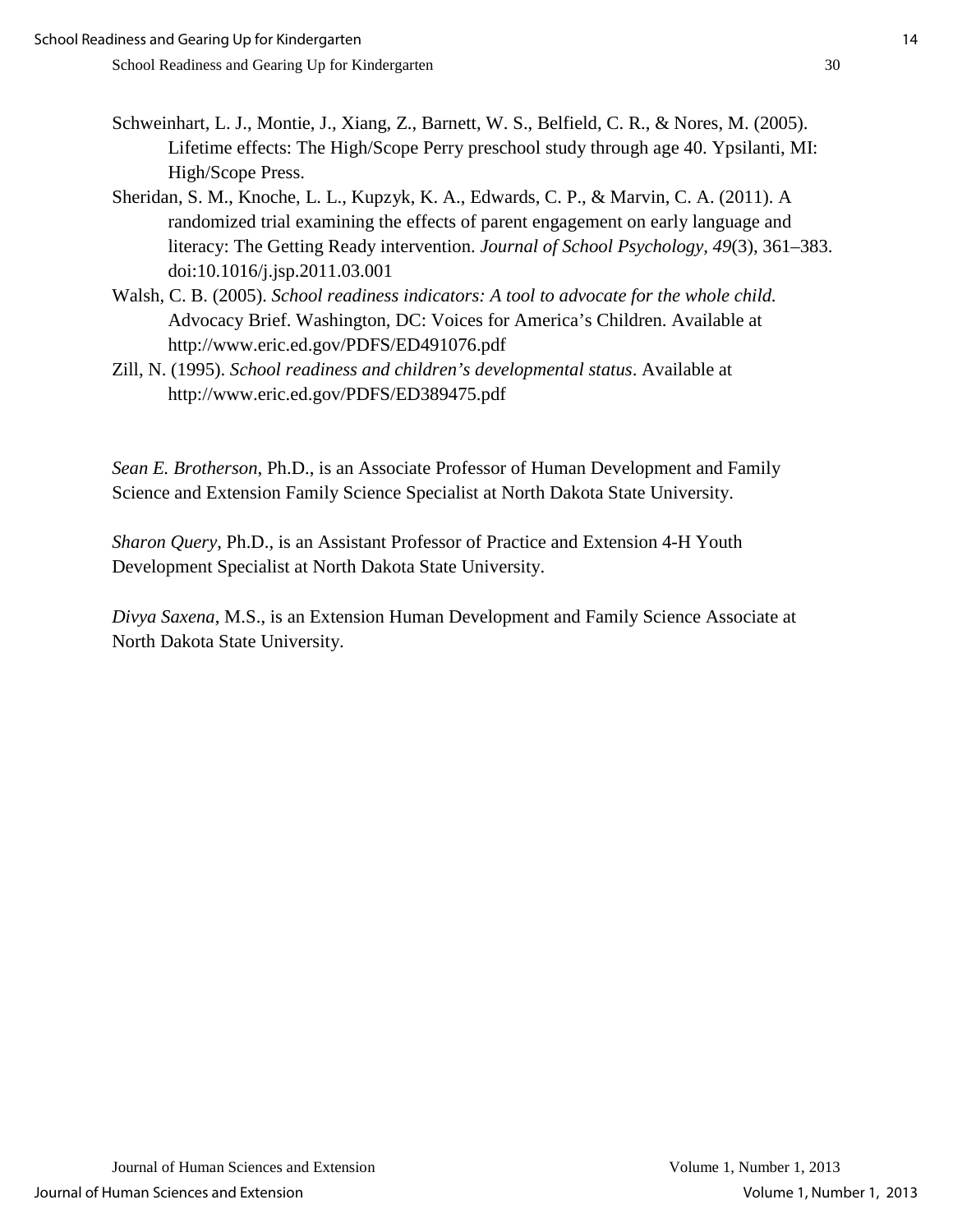Schweinhart, L. J., Montie, J., Xiang, Z., Barnett, W. S., Belfield, C. R., & Nores, M. (2005). Lifetime effects: The High/Scope Perry preschool study through age 40. Ypsilanti, MI: High/Scope Press.

Sheridan, S. M., Knoche, L. L., Kupzyk, K. A., Edwards, C. P., & Marvin, C. A. (2011). A randomized trial examining the effects of parent engagement on early language and literacy: The Getting Ready intervention. *Journal of School Psychology*, *49*(3), 361–383. doi:10.1016/j.jsp.2011.03.001

Walsh, C. B. (2005). *School readiness indicators: A tool to advocate for the whole child.* Advocacy Brief. Washington, DC: Voices for America's Children. Available at http://www.eric.ed.gov/PDFS/ED491076.pdf

Zill, N. (1995). *School readiness and children's developmental status*. Available at http://www.eric.ed.gov/PDFS/ED389475.pdf

*Sean E. Brotherson*, Ph.D., is an Associate Professor of Human Development and Family Science and Extension Family Science Specialist at North Dakota State University.

*Sharon Query*, Ph.D., is an Assistant Professor of Practice and Extension 4-H Youth Development Specialist at North Dakota State University.

*Divya Saxena*, M.S., is an Extension Human Development and Family Science Associate at North Dakota State University.